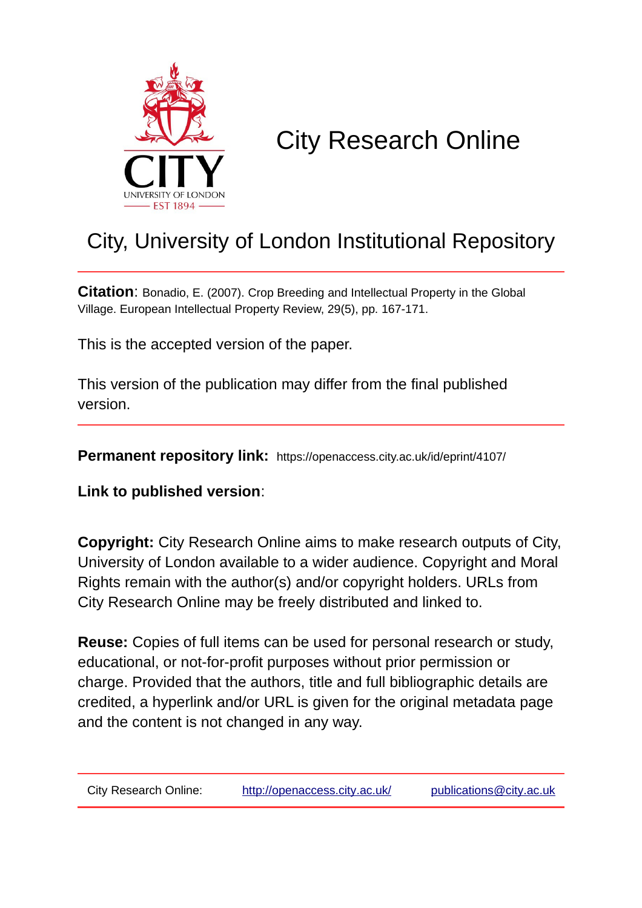# City Research Online

## City, University of London Institutional Repository

**Citation**: Bonadio, E. (2007). Crop Breeding and Intellectual Property in the Global Village. European Intellectual Property Review, 29(5), pp. 167-171.

This is the accepted version of the paper.

This version of the publication may differ from the final published version.

**Permanent repository link:** https://openaccess.city.ac.uk/id/eprint/4107/

**Link to published version**:

**Copyright:** City Research Online aims to make research outputs of City, University of London available to a wider audience. Copyright and Moral Rights remain with the author(s) and/or copyright holders. URLs from City Research Online may be freely distributed and linked to.

**Reuse:** Copies of full items can be used for personal research or study, educational, or not-for-profit purposes without prior permission or charge. Provided that the authors, title and full bibliographic details are credited, a hyperlink and/or URL is given for the original metadata page and the content is not changed in any way.

City Research Online: http://openaccess.city.ac.uk/ publications@city.ac.uk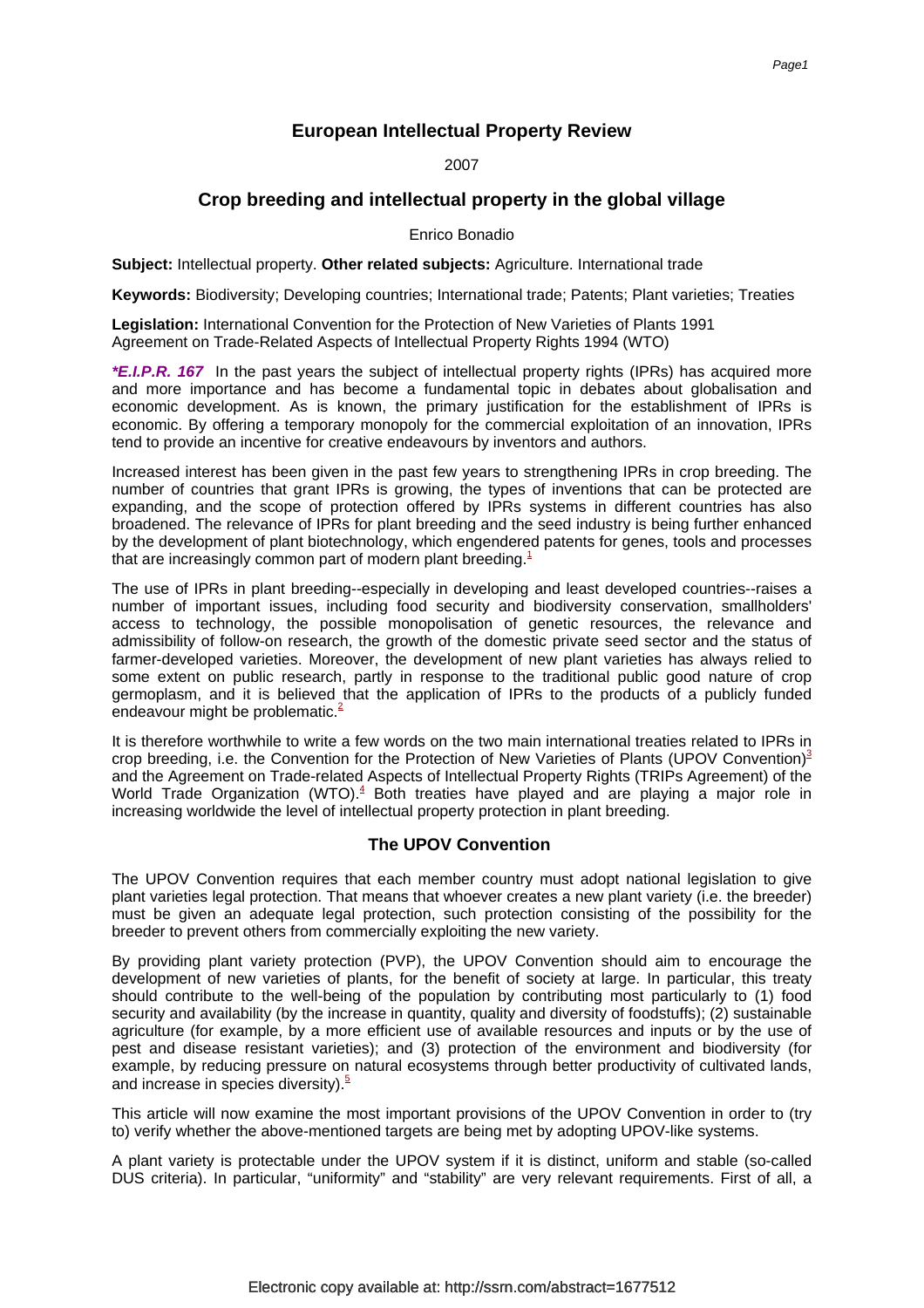# European Intellectual Property Review

2007

## Crop breeding and intellectual property in the global village

Enrico Bonadio

**Subject:** Intellectual property. **Other related subjects:** Agriculture. International trade

**Keywords:** Biodiversity; Developing countries; International trade; Patents; Plant varieties; Treaties

**Legislation:** International Convention for the Protection of New Varieties of Plants 1991
Agreement on Trade-Related Aspects of Intellectual Property Rights 1994 (WTO)

***E.I.P.R. 167*** In the past years the subject of intellectual property rights (IPRs) has acquired more and more importance and has become a fundamental topic in debates about globalisation and economic development. As is known, the primary justification for the establishment of IPRs is economic. By offering a temporary monopoly for the commercial exploitation of an innovation, IPRs tend to provide an incentive for creative endeavours by inventors and authors.

Increased interest has been given in the past few years to strengthening IPRs in crop breeding. The number of countries that grant IPRs is growing, the types of inventions that can be protected are expanding, and the scope of protection offered by IPRs systems in different countries has also broadened. The relevance of IPRs for plant breeding and the seed industry is being further enhanced by the development of plant biotechnology, which engendered patents for genes, tools and processes that are increasingly common part of modern plant breeding.[1]

The use of IPRs in plant breeding--especially in developing and least developed countries--raises a number of important issues, including food security and biodiversity conservation, smallholders' access to technology, the possible monopolisation of genetic resources, the relevance and admissibility of follow-on research, the growth of the domestic private seed sector and the status of farmer-developed varieties. Moreover, the development of new plant varieties has always relied to some extent on public research, partly in response to the traditional public good nature of crop germoplasm, and it is believed that the application of IPRs to the products of a publicly funded endeavour might be problematic.[2]

It is therefore worthwhile to write a few words on the two main international treaties related to IPRs in crop breeding, i.e. the Convention for the Protection of New Varieties of Plants (UPOV Convention)[3] and the Agreement on Trade-related Aspects of Intellectual Property Rights (TRIPs Agreement) of the World Trade Organization (WTO).[4] Both treaties have played and are playing a major role in increasing worldwide the level of intellectual property protection in plant breeding.

### The UPOV Convention

The UPOV Convention requires that each member country must adopt national legislation to give plant varieties legal protection. That means that whoever creates a new plant variety (i.e. the breeder) must be given an adequate legal protection, such protection consisting of the possibility for the breeder to prevent others from commercially exploiting the new variety.

By providing plant variety protection (PVP), the UPOV Convention should aim to encourage the development of new varieties of plants, for the benefit of society at large. In particular, this treaty should contribute to the well-being of the population by contributing most particularly to (1) food security and availability (by the increase in quantity, quality and diversity of foodstuffs); (2) sustainable agriculture (for example, by a more efficient use of available resources and inputs or by the use of pest and disease resistant varieties); and (3) protection of the environment and biodiversity (for example, by reducing pressure on natural ecosystems through better productivity of cultivated lands, and increase in species diversity).[5]

This article will now examine the most important provisions of the UPOV Convention in order to (try to) verify whether the above-mentioned targets are being met by adopting UPOV-like systems.

A plant variety is protectable under the UPOV system if it is distinct, uniform and stable (so-called DUS criteria). In particular, "uniformity" and "stability" are very relevant requirements. First of all, a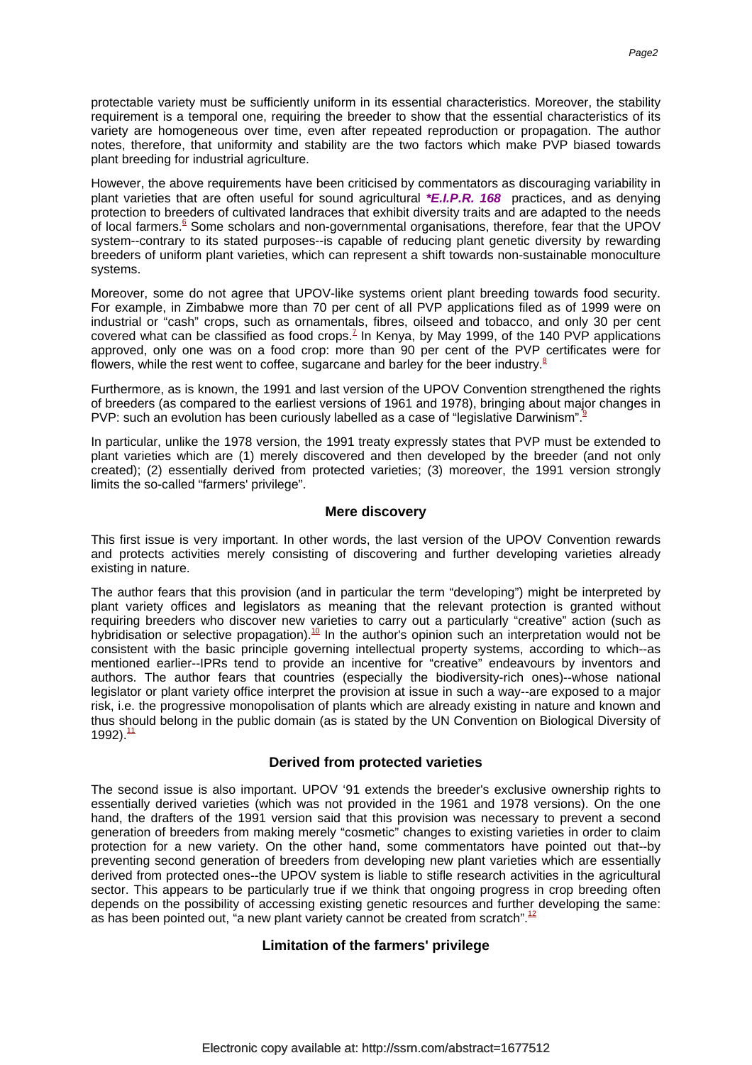protectable variety must be sufficiently uniform in its essential characteristics. Moreover, the stability requirement is a temporal one, requiring the breeder to show that the essential characteristics of its variety are homogeneous over time, even after repeated reproduction or propagation. The author notes, therefore, that uniformity and stability are the two factors which make PVP biased towards plant breeding for industrial agriculture.

However, the above requirements have been criticised by commentators as discouraging variability in plant varieties that are often useful for sound agricultural ***E.I.P.R. 168** practices, and as denying protection to breeders of cultivated landraces that exhibit diversity traits and are adapted to the needs of local farmers.[6] Some scholars and non-governmental organisations, therefore, fear that the UPOV system--contrary to its stated purposes--is capable of reducing plant genetic diversity by rewarding breeders of uniform plant varieties, which can represent a shift towards non-sustainable monoculture systems.

Moreover, some do not agree that UPOV-like systems orient plant breeding towards food security. For example, in Zimbabwe more than 70 per cent of all PVP applications filed as of 1999 were on industrial or "cash" crops, such as ornamentals, fibres, oilseed and tobacco, and only 30 per cent covered what can be classified as food crops.[7] In Kenya, by May 1999, of the 140 PVP applications approved, only one was on a food crop: more than 90 per cent of the PVP certificates were for flowers, while the rest went to coffee, sugarcane and barley for the beer industry.[8]

Furthermore, as is known, the 1991 and last version of the UPOV Convention strengthened the rights of breeders (as compared to the earliest versions of 1961 and 1978), bringing about major changes in PVP: such an evolution has been curiously labelled as a case of "legislative Darwinism".[9]

In particular, unlike the 1978 version, the 1991 treaty expressly states that PVP must be extended to plant varieties which are (1) merely discovered and then developed by the breeder (and not only created); (2) essentially derived from protected varieties; (3) moreover, the 1991 version strongly limits the so-called "farmers' privilege".

### Mere discovery

This first issue is very important. In other words, the last version of the UPOV Convention rewards and protects activities merely consisting of discovering and further developing varieties already existing in nature.

The author fears that this provision (and in particular the term "developing") might be interpreted by plant variety offices and legislators as meaning that the relevant protection is granted without requiring breeders who discover new varieties to carry out a particularly "creative" action (such as hybridisation or selective propagation).[10] In the author's opinion such an interpretation would not be consistent with the basic principle governing intellectual property systems, according to which--as mentioned earlier--IPRs tend to provide an incentive for "creative" endeavours by inventors and authors. The author fears that countries (especially the biodiversity-rich ones)--whose national legislator or plant variety office interpret the provision at issue in such a way--are exposed to a major risk, i.e. the progressive monopolisation of plants which are already existing in nature and known and thus should belong in the public domain (as is stated by the UN Convention on Biological Diversity of 1992).[11]

### Derived from protected varieties

The second issue is also important. UPOV '91 extends the breeder's exclusive ownership rights to essentially derived varieties (which was not provided in the 1961 and 1978 versions). On the one hand, the drafters of the 1991 version said that this provision was necessary to prevent a second generation of breeders from making merely "cosmetic" changes to existing varieties in order to claim protection for a new variety. On the other hand, some commentators have pointed out that--by preventing second generation of breeders from developing new plant varieties which are essentially derived from protected ones--the UPOV system is liable to stifle research activities in the agricultural sector. This appears to be particularly true if we think that ongoing progress in crop breeding often depends on the possibility of accessing existing genetic resources and further developing the same: as has been pointed out, "a new plant variety cannot be created from scratch".[12]

### Limitation of the farmers' privilege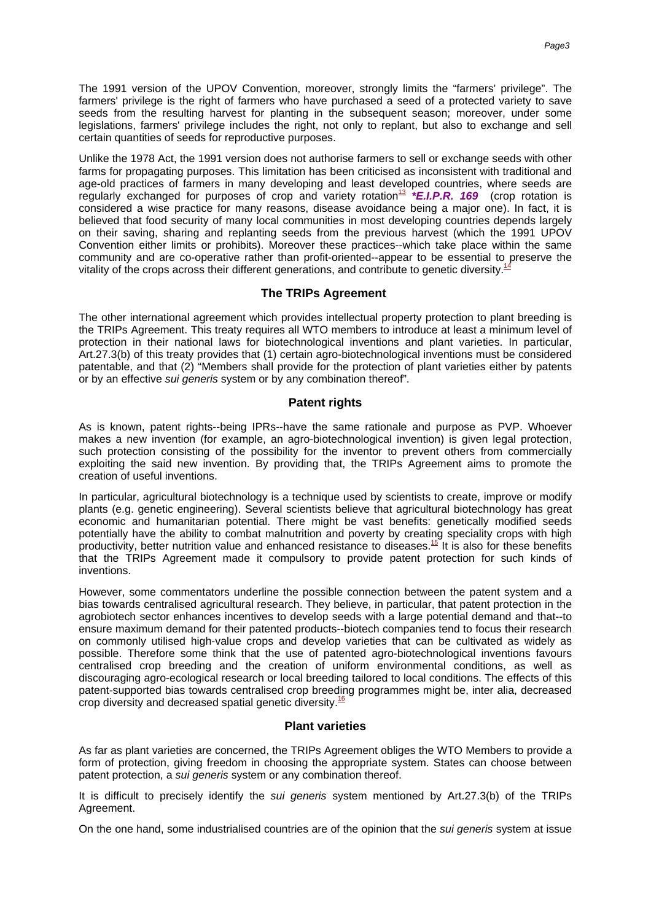The 1991 version of the UPOV Convention, moreover, strongly limits the "farmers' privilege". The farmers' privilege is the right of farmers who have purchased a seed of a protected variety to save seeds from the resulting harvest for planting in the subsequent season; moreover, under some legislations, farmers' privilege includes the right, not only to replant, but also to exchange and sell certain quantities of seeds for reproductive purposes.

Unlike the 1978 Act, the 1991 version does not authorise farmers to sell or exchange seeds with other farms for propagating purposes. This limitation has been criticised as inconsistent with traditional and age-old practices of farmers in many developing and least developed countries, where seeds are regularly exchanged for purposes of crop and variety rotation[13] ***E.I.P.R. 169*** (crop rotation is considered a wise practice for many reasons, disease avoidance being a major one). In fact, it is believed that food security of many local communities in most developing countries depends largely on their saving, sharing and replanting seeds from the previous harvest (which the 1991 UPOV Convention either limits or prohibits). Moreover these practices--which take place within the same community and are co-operative rather than profit-oriented--appear to be essential to preserve the vitality of the crops across their different generations, and contribute to genetic diversity.[14]

## The TRIPs Agreement

The other international agreement which provides intellectual property protection to plant breeding is the TRIPs Agreement. This treaty requires all WTO members to introduce at least a minimum level of protection in their national laws for biotechnological inventions and plant varieties. In particular, Art.27.3(b) of this treaty provides that (1) certain agro-biotechnological inventions must be considered patentable, and that (2) "Members shall provide for the protection of plant varieties either by patents or by an effective *sui generis* system or by any combination thereof".

### Patent rights

As is known, patent rights--being IPRs--have the same rationale and purpose as PVP. Whoever makes a new invention (for example, an agro-biotechnological invention) is given legal protection, such protection consisting of the possibility for the inventor to prevent others from commercially exploiting the said new invention. By providing that, the TRIPs Agreement aims to promote the creation of useful inventions.

In particular, agricultural biotechnology is a technique used by scientists to create, improve or modify plants (e.g. genetic engineering). Several scientists believe that agricultural biotechnology has great economic and humanitarian potential. There might be vast benefits: genetically modified seeds potentially have the ability to combat malnutrition and poverty by creating speciality crops with high productivity, better nutrition value and enhanced resistance to diseases.[15] It is also for these benefits that the TRIPs Agreement made it compulsory to provide patent protection for such kinds of inventions.

However, some commentators underline the possible connection between the patent system and a bias towards centralised agricultural research. They believe, in particular, that patent protection in the agrobiotech sector enhances incentives to develop seeds with a large potential demand and that--to ensure maximum demand for their patented products--biotech companies tend to focus their research on commonly utilised high-value crops and develop varieties that can be cultivated as widely as possible. Therefore some think that the use of patented agro-biotechnological inventions favours centralised crop breeding and the creation of uniform environmental conditions, as well as discouraging agro-ecological research or local breeding tailored to local conditions. The effects of this patent-supported bias towards centralised crop breeding programmes might be, inter alia, decreased crop diversity and decreased spatial genetic diversity.[16]

### Plant varieties

As far as plant varieties are concerned, the TRIPs Agreement obliges the WTO Members to provide a form of protection, giving freedom in choosing the appropriate system. States can choose between patent protection, a *sui generis* system or any combination thereof.

It is difficult to precisely identify the *sui generis* system mentioned by Art.27.3(b) of the TRIPs Agreement.

On the one hand, some industrialised countries are of the opinion that the *sui generis* system at issue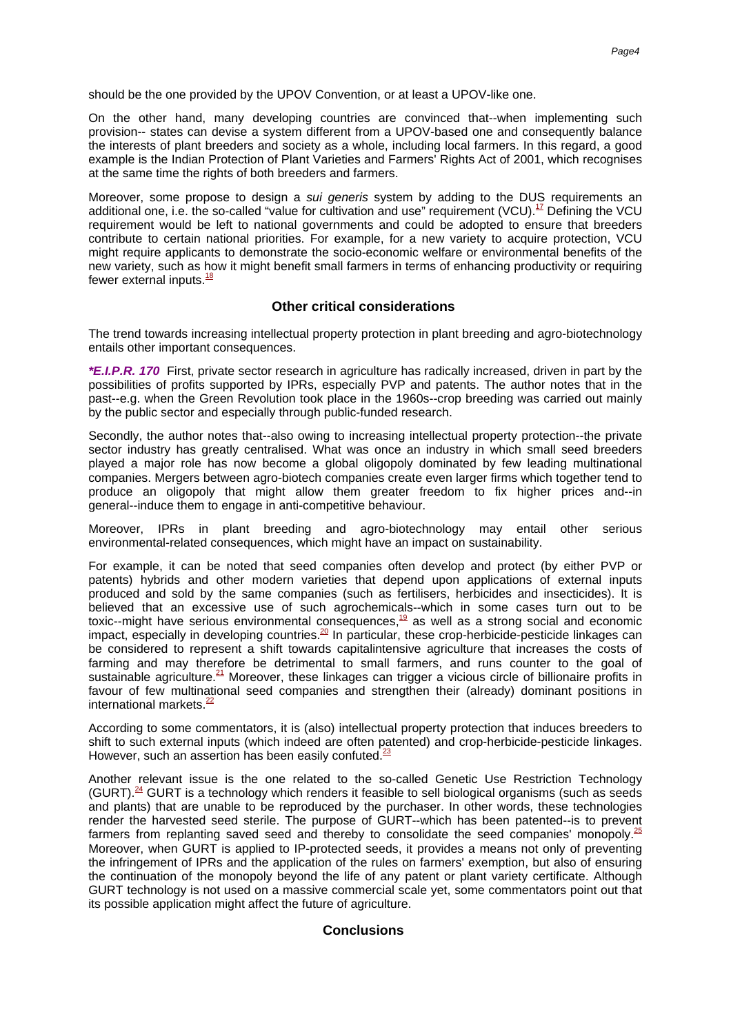should be the one provided by the UPOV Convention, or at least a UPOV-like one.

On the other hand, many developing countries are convinced that--when implementing such provision-- states can devise a system different from a UPOV-based one and consequently balance the interests of plant breeders and society as a whole, including local farmers. In this regard, a good example is the Indian Protection of Plant Varieties and Farmers' Rights Act of 2001, which recognises at the same time the rights of both breeders and farmers.

Moreover, some propose to design a *sui generis* system by adding to the DUS requirements an additional one, i.e. the so-called "value for cultivation and use" requirement (VCU).[17] Defining the VCU requirement would be left to national governments and could be adopted to ensure that breeders contribute to certain national priorities. For example, for a new variety to acquire protection, VCU might require applicants to demonstrate the socio-economic welfare or environmental benefits of the new variety, such as how it might benefit small farmers in terms of enhancing productivity or requiring fewer external inputs.[18]

## Other critical considerations

The trend towards increasing intellectual property protection in plant breeding and agro-biotechnology entails other important consequences.

***E.I.P.R. 170** First, private sector research in agriculture has radically increased, driven in part by the possibilities of profits supported by IPRs, especially PVP and patents. The author notes that in the past--e.g. when the Green Revolution took place in the 1960s--crop breeding was carried out mainly by the public sector and especially through public-funded research.

Secondly, the author notes that--also owing to increasing intellectual property protection--the private sector industry has greatly centralised. What was once an industry in which small seed breeders played a major role has now become a global oligopoly dominated by few leading multinational companies. Mergers between agro-biotech companies create even larger firms which together tend to produce an oligopoly that might allow them greater freedom to fix higher prices and--in general--induce them to engage in anti-competitive behaviour.

Moreover, IPRs in plant breeding and agro-biotechnology may entail other serious environmental-related consequences, which might have an impact on sustainability.

For example, it can be noted that seed companies often develop and protect (by either PVP or patents) hybrids and other modern varieties that depend upon applications of external inputs produced and sold by the same companies (such as fertilisers, herbicides and insecticides). It is believed that an excessive use of such agrochemicals--which in some cases turn out to be toxic--might have serious environmental consequences,[19] as well as a strong social and economic impact, especially in developing countries.[20] In particular, these crop-herbicide-pesticide linkages can be considered to represent a shift towards capitalintensive agriculture that increases the costs of farming and may therefore be detrimental to small farmers, and runs counter to the goal of sustainable agriculture.[21] Moreover, these linkages can trigger a vicious circle of billionaire profits in favour of few multinational seed companies and strengthen their (already) dominant positions in international markets.[22]

According to some commentators, it is (also) intellectual property protection that induces breeders to shift to such external inputs (which indeed are often patented) and crop-herbicide-pesticide linkages. However, such an assertion has been easily confuted.[23]

Another relevant issue is the one related to the so-called Genetic Use Restriction Technology (GURT).[24] GURT is a technology which renders it feasible to sell biological organisms (such as seeds and plants) that are unable to be reproduced by the purchaser. In other words, these technologies render the harvested seed sterile. The purpose of GURT--which has been patented--is to prevent farmers from replanting saved seed and thereby to consolidate the seed companies' monopoly.[25] Moreover, when GURT is applied to IP-protected seeds, it provides a means not only of preventing the infringement of IPRs and the application of the rules on farmers' exemption, but also of ensuring the continuation of the monopoly beyond the life of any patent or plant variety certificate. Although GURT technology is not used on a massive commercial scale yet, some commentators point out that its possible application might affect the future of agriculture.

## Conclusions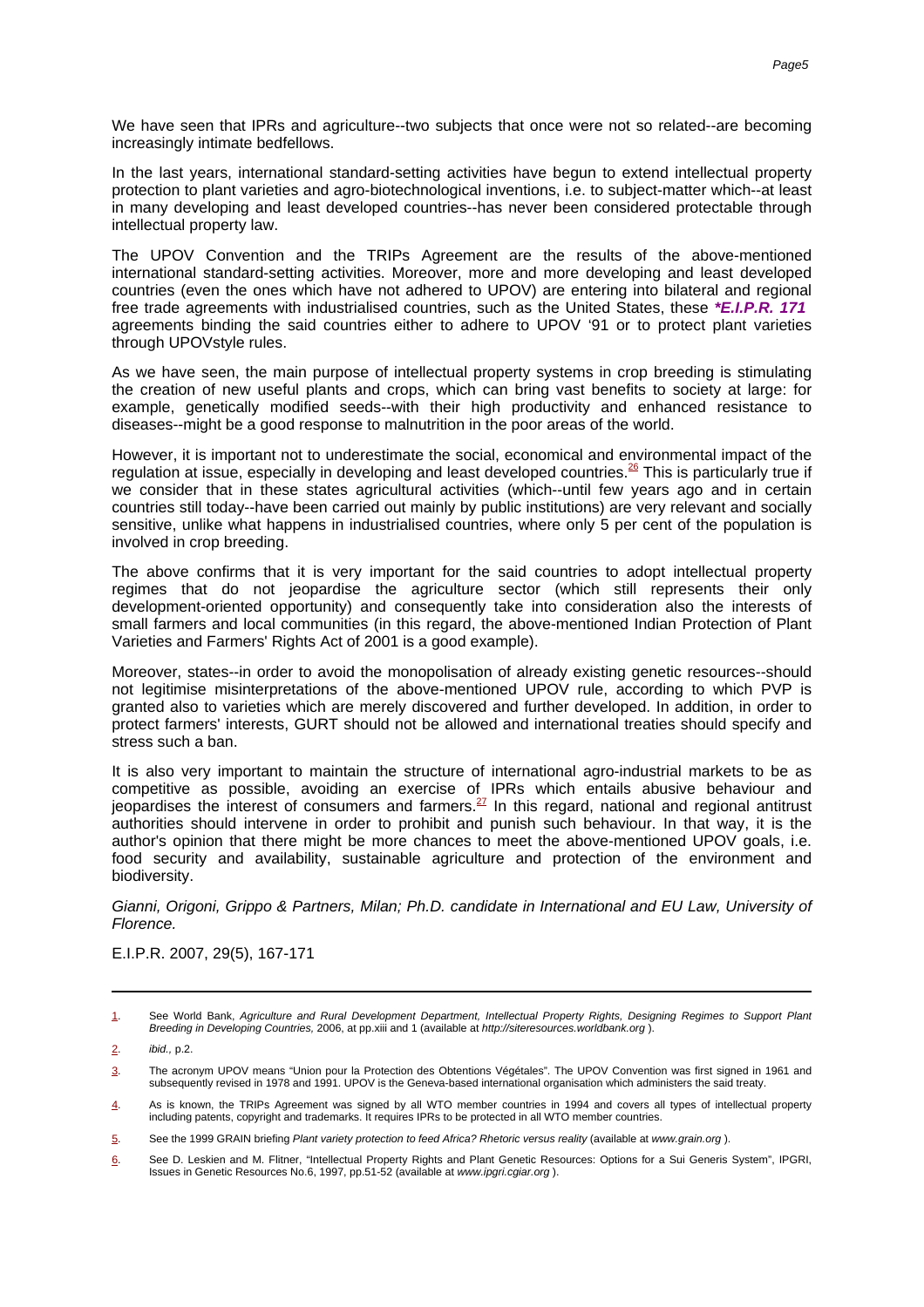We have seen that IPRs and agriculture--two subjects that once were not so related--are becoming increasingly intimate bedfellows.

In the last years, international standard-setting activities have begun to extend intellectual property protection to plant varieties and agro-biotechnological inventions, i.e. to subject-matter which--at least in many developing and least developed countries--has never been considered protectable through intellectual property law.

The UPOV Convention and the TRIPs Agreement are the results of the above-mentioned international standard-setting activities. Moreover, more and more developing and least developed countries (even the ones which have not adhered to UPOV) are entering into bilateral and regional free trade agreements with industrialised countries, such as the United States, these ***E.I.P.R. 171** agreements binding the said countries either to adhere to UPOV '91 or to protect plant varieties through UPOVstyle rules.

As we have seen, the main purpose of intellectual property systems in crop breeding is stimulating the creation of new useful plants and crops, which can bring vast benefits to society at large: for example, genetically modified seeds--with their high productivity and enhanced resistance to diseases--might be a good response to malnutrition in the poor areas of the world.

However, it is important not to underestimate the social, economical and environmental impact of the regulation at issue, especially in developing and least developed countries.[26] This is particularly true if we consider that in these states agricultural activities (which--until few years ago and in certain countries still today--have been carried out mainly by public institutions) are very relevant and socially sensitive, unlike what happens in industrialised countries, where only 5 per cent of the population is involved in crop breeding.

The above confirms that it is very important for the said countries to adopt intellectual property regimes that do not jeopardise the agriculture sector (which still represents their only development-oriented opportunity) and consequently take into consideration also the interests of small farmers and local communities (in this regard, the above-mentioned Indian Protection of Plant Varieties and Farmers' Rights Act of 2001 is a good example).

Moreover, states--in order to avoid the monopolisation of already existing genetic resources--should not legitimise misinterpretations of the above-mentioned UPOV rule, according to which PVP is granted also to varieties which are merely discovered and further developed. In addition, in order to protect farmers' interests, GURT should not be allowed and international treaties should specify and stress such a ban.

It is also very important to maintain the structure of international agro-industrial markets to be as competitive as possible, avoiding an exercise of IPRs which entails abusive behaviour and jeopardises the interest of consumers and farmers.[27] In this regard, national and regional antitrust authorities should intervene in order to prohibit and punish such behaviour. In that way, it is the author's opinion that there might be more chances to meet the above-mentioned UPOV goals, i.e. food security and availability, sustainable agriculture and protection of the environment and biodiversity.

*Gianni, Origoni, Grippo & Partners, Milan; Ph.D. candidate in International and EU Law, University of Florence.*

E.I.P.R. 2007, 29(5), 167-171

---

1. See World Bank, *Agriculture and Rural Development Department, Intellectual Property Rights, Designing Regimes to Support Plant Breeding in Developing Countries,* 2006, at pp.xiii and 1 (available at *http://siteresources.worldbank.org* ).

2. *ibid.,* p.2.

3. The acronym UPOV means "Union pour la Protection des Obtentions Végétales". The UPOV Convention was first signed in 1961 and subsequently revised in 1978 and 1991. UPOV is the Geneva-based international organisation which administers the said treaty.

4. As is known, the TRIPs Agreement was signed by all WTO member countries in 1994 and covers all types of intellectual property including patents, copyright and trademarks. It requires IPRs to be protected in all WTO member countries.

5. See the 1999 GRAIN briefing *Plant variety protection to feed Africa? Rhetoric versus reality* (available at *www.grain.org* ).

6. See D. Leskien and M. Flitner, "Intellectual Property Rights and Plant Genetic Resources: Options for a Sui Generis System", IPGRI, Issues in Genetic Resources No.6, 1997, pp.51-52 (available at *www.ipgri.cgiar.org* ).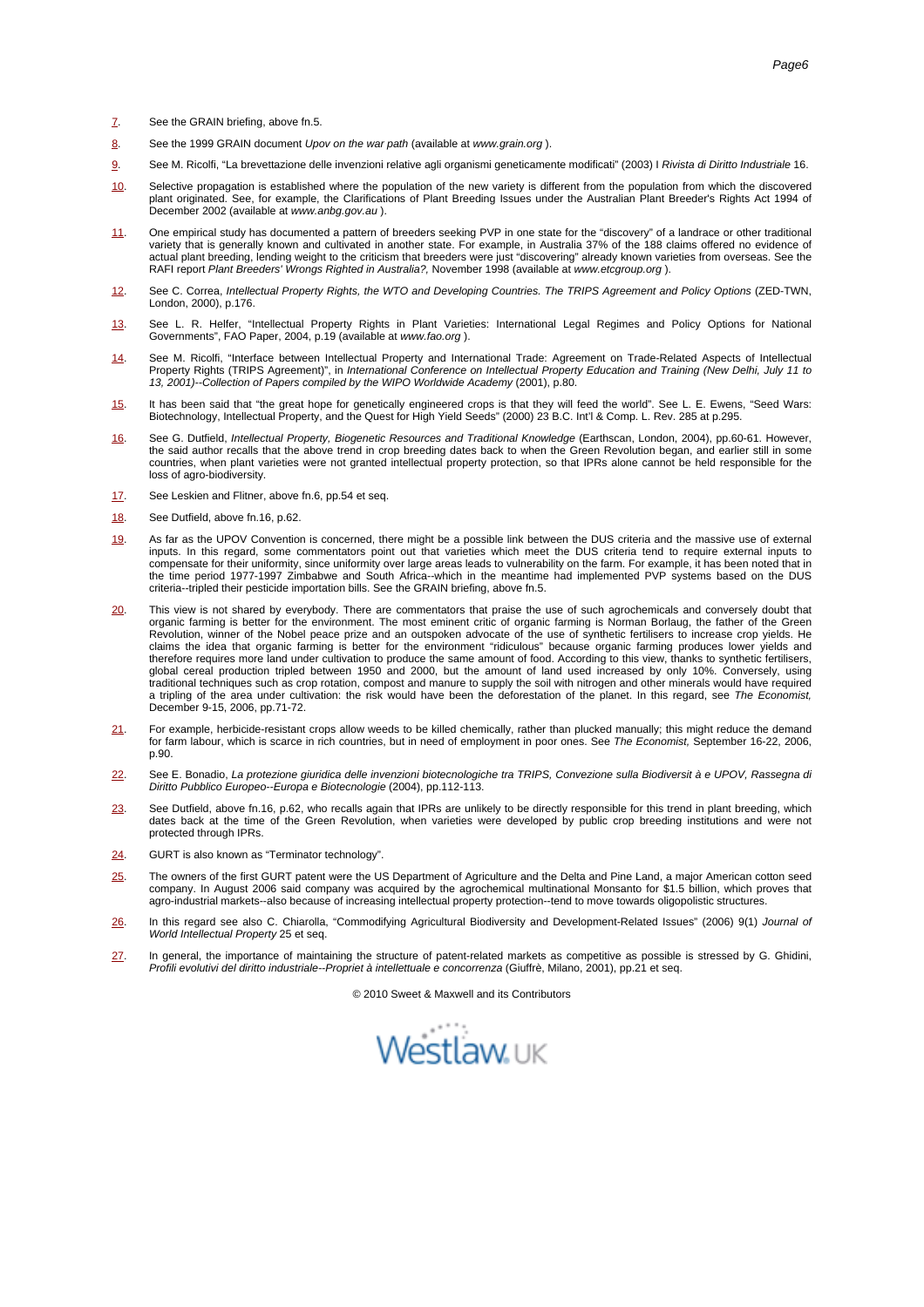7. See the GRAIN briefing, above fn.5.

8. See the 1999 GRAIN document *Upov on the war path* (available at *www.grain.org* ).

9. See M. Ricolfi, "La brevettazione delle invenzioni relative agli organismi geneticamente modificati" (2003) I *Rivista di Diritto Industriale* 16.

10. Selective propagation is established where the population of the new variety is different from the population from which the discovered plant originated. See, for example, the Clarifications of Plant Breeding Issues under the Australian Plant Breeder's Rights Act 1994 of December 2002 (available at *www.anbg.gov.au* ).

11. One empirical study has documented a pattern of breeders seeking PVP in one state for the "discovery" of a landrace or other traditional variety that is generally known and cultivated in another state. For example, in Australia 37% of the 188 claims offered no evidence of actual plant breeding, lending weight to the criticism that breeders were just "discovering" already known varieties from overseas. See the RAFI report *Plant Breeders' Wrongs Righted in Australia?,* November 1998 (available at *www.etcgroup.org* ).

12. See C. Correa, *Intellectual Property Rights, the WTO and Developing Countries. The TRIPS Agreement and Policy Options* (ZED-TWN, London, 2000), p.176.

13. See L. R. Helfer, "Intellectual Property Rights in Plant Varieties: International Legal Regimes and Policy Options for National Governments", FAO Paper, 2004, p.19 (available at *www.fao.org* ).

14. See M. Ricolfi, "Interface between Intellectual Property and International Trade: Agreement on Trade-Related Aspects of Intellectual Property Rights (TRIPS Agreement)", in *International Conference on Intellectual Property Education and Training (New Delhi, July 11 to 13, 2001)--Collection of Papers compiled by the WIPO Worldwide Academy* (2001), p.80.

15. It has been said that "the great hope for genetically engineered crops is that they will feed the world". See L. E. Ewens, "Seed Wars: Biotechnology, Intellectual Property, and the Quest for High Yield Seeds" (2000) 23 B.C. Int'l & Comp. L. Rev. 285 at p.295.

16. See G. Dutfield, *Intellectual Property, Biogenetic Resources and Traditional Knowledge* (Earthscan, London, 2004), pp.60-61. However, the said author recalls that the above trend in crop breeding dates back to when the Green Revolution began, and earlier still in some countries, when plant varieties were not granted intellectual property protection, so that IPRs alone cannot be held responsible for the loss of agro-biodiversity.

17. See Leskien and Flitner, above fn.6, pp.54 et seq.

18. See Dutfield, above fn.16, p.62.

19. As far as the UPOV Convention is concerned, there might be a possible link between the DUS criteria and the massive use of external inputs. In this regard, some commentators point out that varieties which meet the DUS criteria tend to require external inputs to compensate for their uniformity, since uniformity over large areas leads to vulnerability on the farm. For example, it has been noted that in the time period 1977-1997 Zimbabwe and South Africa--which in the meantime had implemented PVP systems based on the DUS criteria--tripled their pesticide importation bills. See the GRAIN briefing, above fn.5.

20. This view is not shared by everybody. There are commentators that praise the use of such agrochemicals and conversely doubt that organic farming is better for the environment. The most eminent critic of organic farming is Norman Borlaug, the father of the Green Revolution, winner of the Nobel peace prize and an outspoken advocate of the use of synthetic fertilisers to increase crop yields. He claims the idea that organic farming is better for the environment "ridiculous" because organic farming produces lower yields and therefore requires more land under cultivation to produce the same amount of food. According to this view, thanks to synthetic fertilisers, global cereal production tripled between 1950 and 2000, but the amount of land used increased by only 10%. Conversely, using traditional techniques such as crop rotation, compost and manure to supply the soil with nitrogen and other minerals would have required a tripling of the area under cultivation: the risk would have been the deforestation of the planet. In this regard, see *The Economist,* December 9-15, 2006, pp.71-72.

21. For example, herbicide-resistant crops allow weeds to be killed chemically, rather than plucked manually; this might reduce the demand for farm labour, which is scarce in rich countries, but in need of employment in poor ones. See *The Economist,* September 16-22, 2006, p.90.

22. See E. Bonadio, *La protezione giuridica delle invenzioni biotecnologiche tra TRIPS, Convezione sulla Biodiversit à e UPOV, Rassegna di Diritto Pubblico Europeo--Europa e Biotecnologie* (2004), pp.112-113.

23. See Dutfield, above fn.16, p.62, who recalls again that IPRs are unlikely to be directly responsible for this trend in plant breeding, which dates back at the time of the Green Revolution, when varieties were developed by public crop breeding institutions and were not protected through IPRs.

24. GURT is also known as "Terminator technology".

25. The owners of the first GURT patent were the US Department of Agriculture and the Delta and Pine Land, a major American cotton seed company. In August 2006 said company was acquired by the agrochemical multinational Monsanto for $1.5 billion, which proves that agro-industrial markets--also because of increasing intellectual property protection--tend to move towards oligopolistic structures.

26. In this regard see also C. Chiarolla, "Commodifying Agricultural Biodiversity and Development-Related Issues" (2006) 9(1) *Journal of World Intellectual Property* 25 et seq.

27. In general, the importance of maintaining the structure of patent-related markets as competitive as possible is stressed by G. Ghidini, *Profili evolutivi del diritto industriale--Propriet à intellettuale e concorrenza* (Giuffrè, Milano, 2001), pp.21 et seq.

© 2010 Sweet & Maxwell and its Contributors